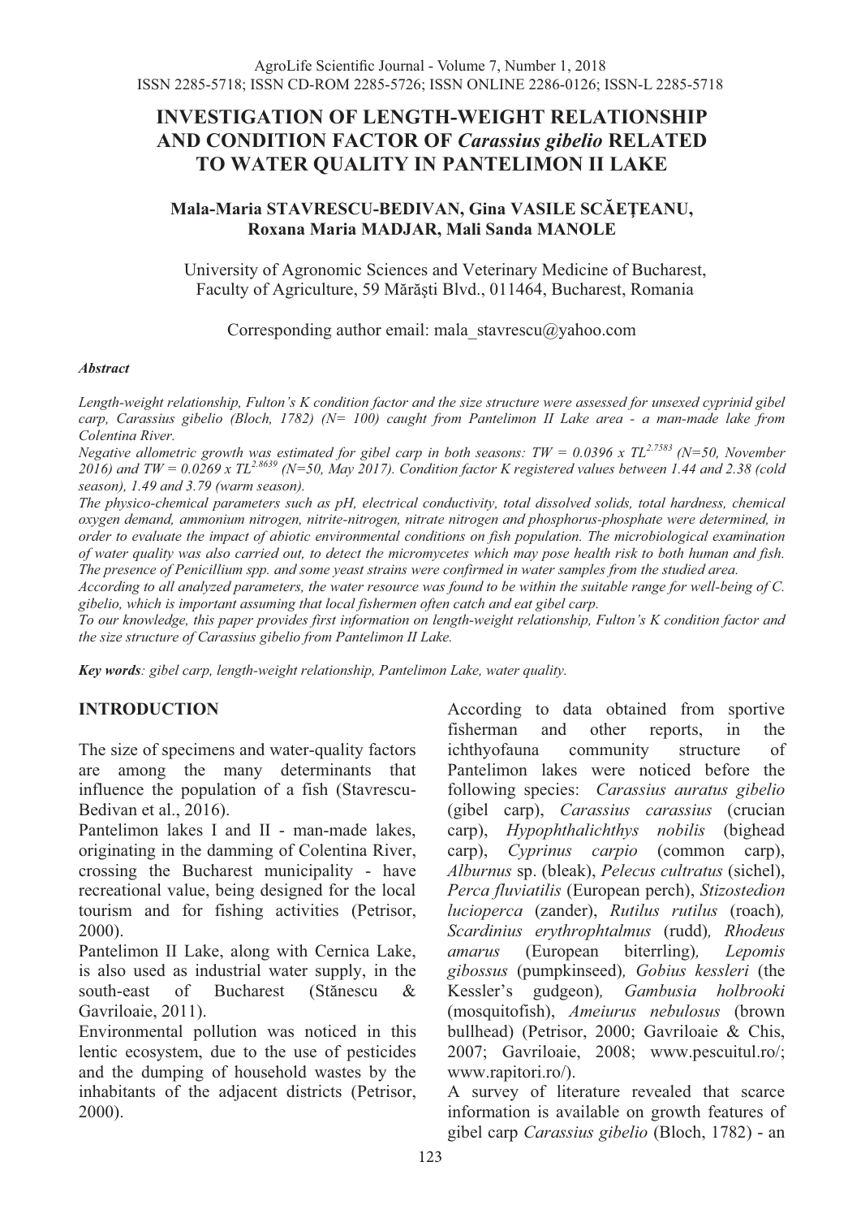# INVESTIGATION OF LENGTH-WEIGHT RELATIONSHIP AND CONDITION FACTOR OF *Carassius gibelio* RELATED TO WATER QUALITY IN PANTELIMON II LAKE

**Mala-Maria STAVRESCU-BEDIVAN, Gina VASILE SCĂEȚEANU, Roxana Maria MADJAR, Mali Sanda MANOLE**

University of Agronomic Sciences and Veterinary Medicine of Bucharest, Faculty of Agriculture, 59 Mărăşti Blvd., 011464, Bucharest, Romania

Corresponding author email: mala_stavrescu@yahoo.com

***Abstract***

*Length-weight relationship, Fulton's K condition factor and the size structure were assessed for unsexed cyprinid gibel carp, Carassius gibelio (Bloch, 1782) (N= 100) caught from Pantelimon II Lake area - a man-made lake from Colentina River.*

*Negative allometric growth was estimated for gibel carp in both seasons: TW = 0.0396 x $TL^{2.7583}$ (N=50, November 2016) and TW = 0.0269 x $TL^{2.8639}$ (N=50, May 2017). Condition factor K registered values between 1.44 and 2.38 (cold season), 1.49 and 3.79 (warm season).*

*The physico-chemical parameters such as pH, electrical conductivity, total dissolved solids, total hardness, chemical oxygen demand, ammonium nitrogen, nitrite-nitrogen, nitrate nitrogen and phosphorus-phosphate were determined, in order to evaluate the impact of abiotic environmental conditions on fish population. The microbiological examination of water quality was also carried out, to detect the micromycetes which may pose health risk to both human and fish. The presence of Penicillium spp. and some yeast strains were confirmed in water samples from the studied area.*

*According to all analyzed parameters, the water resource was found to be within the suitable range for well-being of C. gibelio, which is important assuming that local fishermen often catch and eat gibel carp.*

*To our knowledge, this paper provides first information on length-weight relationship, Fulton's K condition factor and the size structure of Carassius gibelio from Pantelimon II Lake.*

***Key words**: gibel carp, length-weight relationship, Pantelimon Lake, water quality.*

## INTRODUCTION

The size of specimens and water-quality factors are among the many determinants that influence the population of a fish (Stavrescu-Bedivan et al., 2016).

Pantelimon lakes I and II - man-made lakes, originating in the damming of Colentina River, crossing the Bucharest municipality - have recreational value, being designed for the local tourism and for fishing activities (Petrisor, 2000).

Pantelimon II Lake, along with Cernica Lake, is also used as industrial water supply, in the south-east of Bucharest (Stănescu & Gavriloaie, 2011).

Environmental pollution was noticed in this lentic ecosystem, due to the use of pesticides and the dumping of household wastes by the inhabitants of the adjacent districts (Petrisor, 2000).

According to data obtained from sportive fisherman and other reports, in the ichthyofauna community structure of Pantelimon lakes were noticed before the following species: *Carassius auratus gibelio* (gibel carp), *Carassius carassius* (crucian carp), *Hypophthalichthys nobilis* (bighead carp), *Cyprinus carpio* (common carp), *Alburnus* sp. (bleak), *Pelecus cultratus* (sichel), *Perca fluviatilis* (European perch), *Stizostedion lucioperca* (zander), *Rutilus rutilus* (roach), *Scardinius erythrophtalmus* (rudd), *Rhodeus amarus* (European biterrling), *Lepomis gibossus* (pumpkinseed), *Gobius kessleri* (the Kessler's gudgeon), *Gambusia holbrooki* (mosquitofish), *Ameiurus nebulosus* (brown bullhead) (Petrisor, 2000; Gavriloaie & Chis, 2007; Gavriloaie, 2008; www.pescuitul.ro/; www.rapitori.ro/).

A survey of literature revealed that scarce information is available on growth features of gibel carp *Carassius gibelio* (Bloch, 1782) - an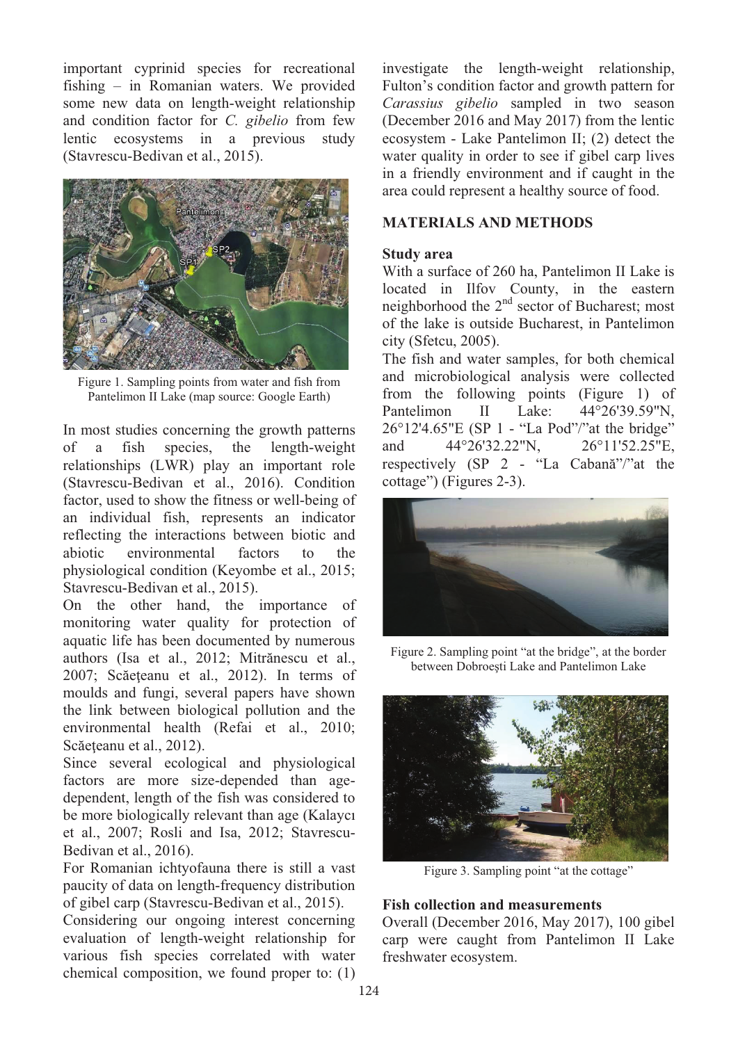important cyprinid species for recreational fishing – in Romanian waters. We provided some new data on length-weight relationship and condition factor for *C. gibelio* from few lentic ecosystems in a previous study (Stavrescu-Bedivan et al., 2015).

Figure 1. Sampling points from water and fish from Pantelimon II Lake (map source: Google Earth)

In most studies concerning the growth patterns of a fish species, the length-weight relationships (LWR) play an important role (Stavrescu-Bedivan et al., 2016). Condition factor, used to show the fitness or well-being of an individual fish, represents an indicator reflecting the interactions between biotic and abiotic environmental factors to the physiological condition (Keyombe et al., 2015; Stavrescu-Bedivan et al., 2015).

On the other hand, the importance of monitoring water quality for protection of aquatic life has been documented by numerous authors (Isa et al., 2012; Mitrănescu et al., 2007; Scăeţeanu et al., 2012). In terms of moulds and fungi, several papers have shown the link between biological pollution and the environmental health (Refai et al., 2010; Scăeţeanu et al., 2012).

Since several ecological and physiological factors are more size-depended than age-dependent, length of the fish was considered to be more biologically relevant than age (Kalaycı et al., 2007; Rosli and Isa, 2012; Stavrescu-Bedivan et al., 2016).

For Romanian ichtyofauna there is still a vast paucity of data on length-frequency distribution of gibel carp (Stavrescu-Bedivan et al., 2015).

Considering our ongoing interest concerning evaluation of length-weight relationship for various fish species correlated with water chemical composition, we found proper to: (1) investigate the length-weight relationship, Fulton's condition factor and growth pattern for *Carassius gibelio* sampled in two season (December 2016 and May 2017) from the lentic ecosystem - Lake Pantelimon II; (2) detect the water quality in order to see if gibel carp lives in a friendly environment and if caught in the area could represent a healthy source of food.

## MATERIALS AND METHODS

### Study area

With a surface of 260 ha, Pantelimon II Lake is located in Ilfov County, in the eastern neighborhood the 2nd sector of Bucharest; most of the lake is outside Bucharest, in Pantelimon city (Sfetcu, 2005).

The fish and water samples, for both chemical and microbiological analysis were collected from the following points (Figure 1) of Pantelimon II Lake: 44°26'39.59"N, 26°12'4.65"E (SP 1 - "La Pod"/"at the bridge" and 44°26'32.22"N, 26°11'52.25"E, respectively (SP 2 - "La Cabană"/"at the cottage") (Figures 2-3).

Figure 2. Sampling point "at the bridge", at the border between Dobroeşti Lake and Pantelimon Lake

Figure 3. Sampling point "at the cottage"

### Fish collection and measurements

Overall (December 2016, May 2017), 100 gibel carp were caught from Pantelimon II Lake freshwater ecosystem.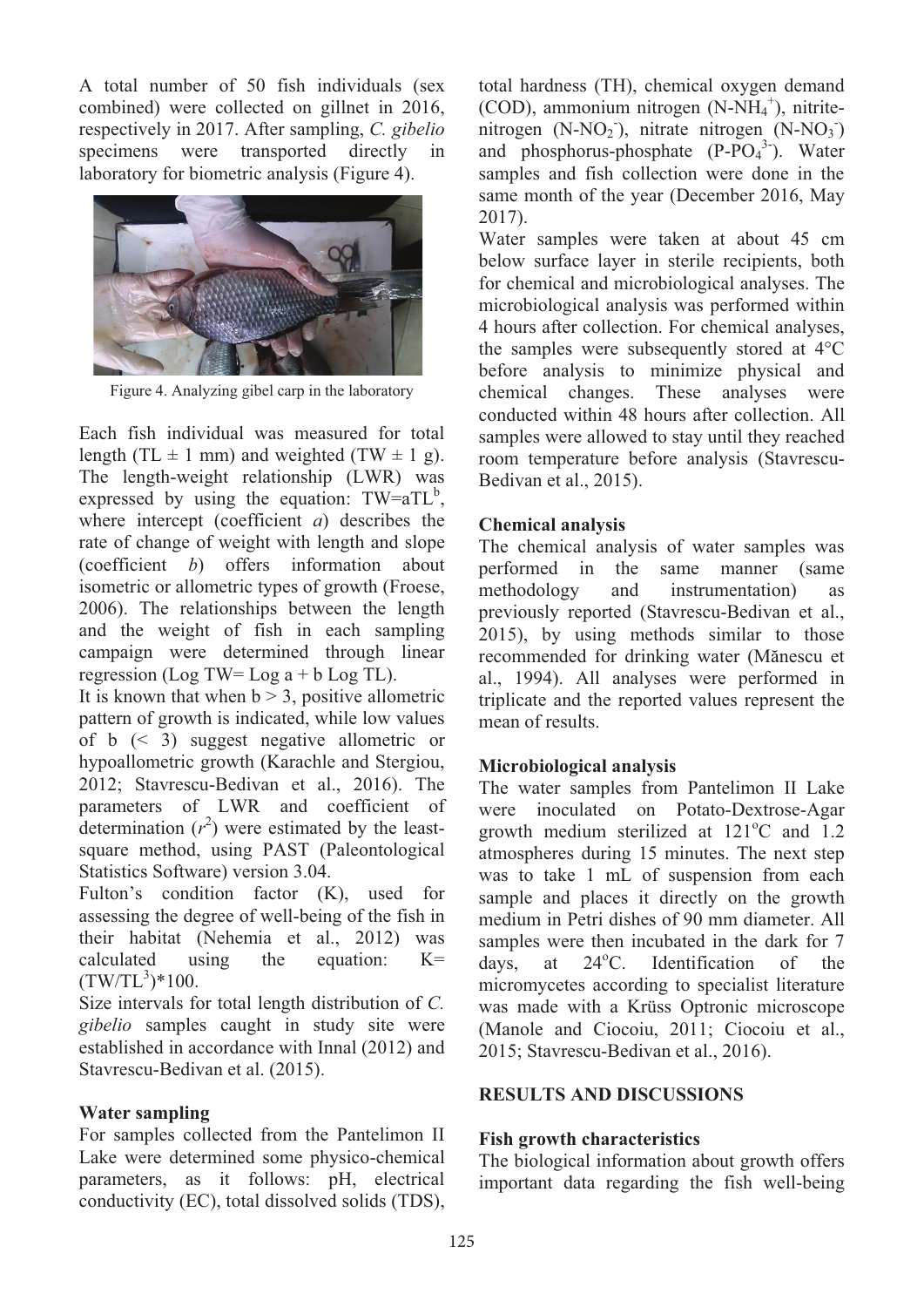A total number of 50 fish individuals (sex combined) were collected on gillnet in 2016, respectively in 2017. After sampling, *C. gibelio* specimens were transported directly in laboratory for biometric analysis (Figure 4).

Figure 4. Analyzing gibel carp in the laboratory

Each fish individual was measured for total length (TL ± 1 mm) and weighted (TW ± 1 g). The length-weight relationship (LWR) was expressed by using the equation: $TW=aTL^b$, where intercept (coefficient *a*) describes the rate of change of weight with length and slope (coefficient *b*) offers information about isometric or allometric types of growth (Froese, 2006). The relationships between the length and the weight of fish in each sampling campaign were determined through linear regression (Log TW= Log a + b Log TL).

It is known that when $b > 3$, positive allometric pattern of growth is indicated, while low values of b ($< 3$) suggest negative allometric or hypoallometric growth (Karachle and Stergiou, 2012; Stavrescu-Bedivan et al., 2016). The parameters of LWR and coefficient of determination ($r^2$) were estimated by the least-square method, using PAST (Paleontological Statistics Software) version 3.04.

Fulton's condition factor (K), used for assessing the degree of well-being of the fish in their habitat (Nehemia et al., 2012) was calculated using the equation: $K=(TW/TL^3)*100$.

Size intervals for total length distribution of *C. gibelio* samples caught in study site were established in accordance with Innal (2012) and Stavrescu-Bedivan et al. (2015).

**Water sampling**

For samples collected from the Pantelimon II Lake were determined some physico-chemical parameters, as it follows: pH, electrical conductivity (EC), total dissolved solids (TDS), total hardness (TH), chemical oxygen demand (COD), ammonium nitrogen ($N\text{-}NH_4^+$), nitrite-nitrogen ($N\text{-}NO_2^-$), nitrate nitrogen ($N\text{-}NO_3^-$) and phosphorus-phosphate ($P\text{-}PO_4^{3-}$). Water samples and fish collection were done in the same month of the year (December 2016, May 2017).

Water samples were taken at about 45 cm below surface layer in sterile recipients, both for chemical and microbiological analyses. The microbiological analysis was performed within 4 hours after collection. For chemical analyses, the samples were subsequently stored at 4°C before analysis to minimize physical and chemical changes. These analyses were conducted within 48 hours after collection. All samples were allowed to stay until they reached room temperature before analysis (Stavrescu-Bedivan et al., 2015).

**Chemical analysis**

The chemical analysis of water samples was performed in the same manner (same methodology and instrumentation) as previously reported (Stavrescu-Bedivan et al., 2015), by using methods similar to those recommended for drinking water (Mănescu et al., 1994). All analyses were performed in triplicate and the reported values represent the mean of results.

**Microbiological analysis**

The water samples from Pantelimon II Lake were inoculated on Potato-Dextrose-Agar growth medium sterilized at 121°C and 1.2 atmospheres during 15 minutes. The next step was to take 1 mL of suspension from each sample and places it directly on the growth medium in Petri dishes of 90 mm diameter. All samples were then incubated in the dark for 7 days, at 24°C. Identification of the micromycetes according to specialist literature was made with a Krüss Optronic microscope (Manole and Ciocoiu, 2011; Ciocoiu et al., 2015; Stavrescu-Bedivan et al., 2016).

**RESULTS AND DISCUSSIONS**

**Fish growth characteristics**

The biological information about growth offers important data regarding the fish well-being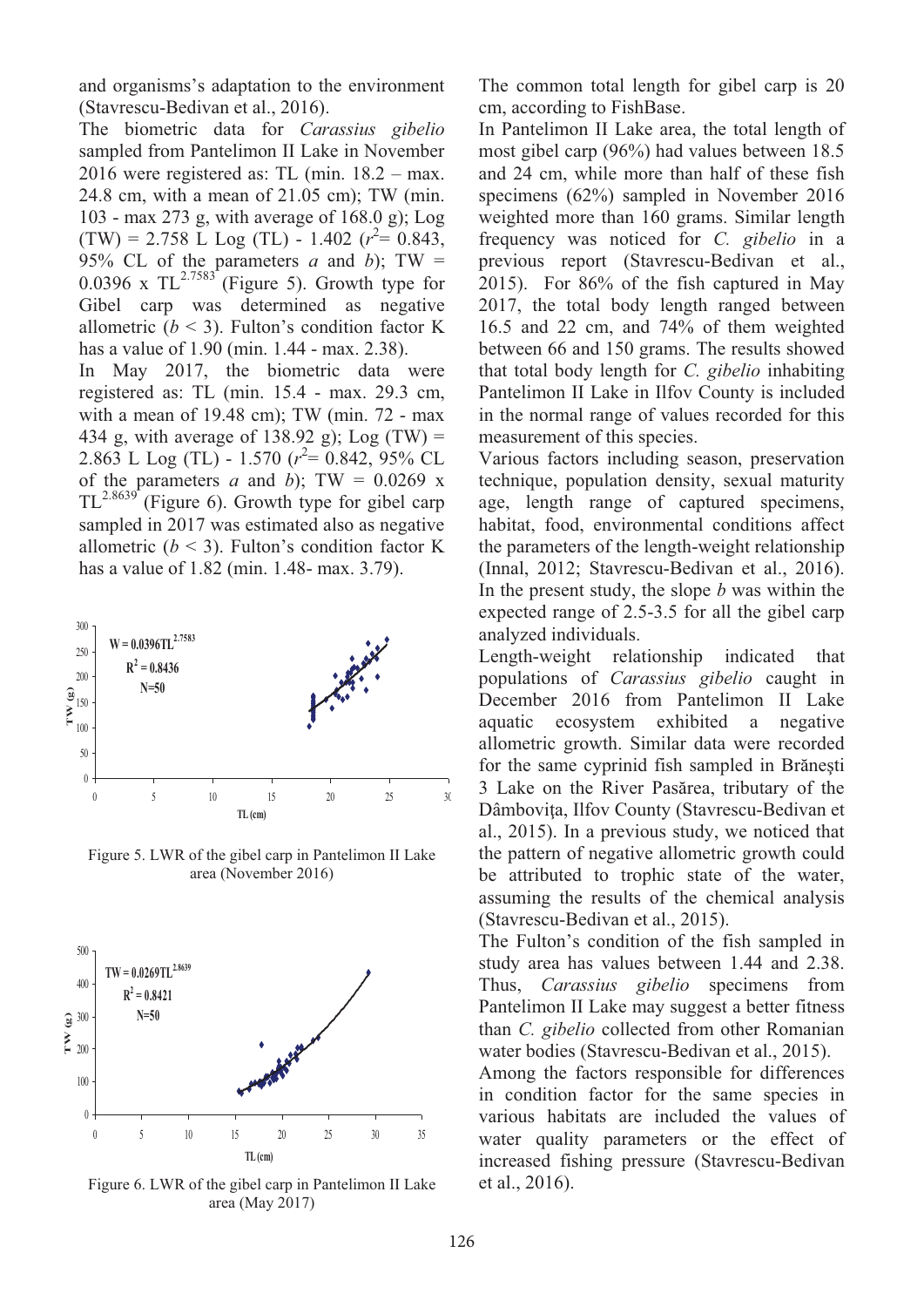and organisms's adaptation to the environment (Stavrescu-Bedivan et al., 2016).

The biometric data for *Carassius gibelio* sampled from Pantelimon II Lake in November 2016 were registered as: TL (min. 18.2 – max. 24.8 cm, with a mean of 21.05 cm); TW (min. 103 - max 273 g, with average of 168.0 g); Log (TW) = 2.758 L Log (TL) - 1.402 ($r^2$= 0.843, 95% CL of the parameters *a* and *b*); TW = 0.0396 x $TL^{2.7583}$ (Figure 5). Growth type for Gibel carp was determined as negative allometric ($b < 3$). Fulton's condition factor K has a value of 1.90 (min. 1.44 - max. 2.38).

In May 2017, the biometric data were registered as: TL (min. 15.4 - max. 29.3 cm, with a mean of 19.48 cm); TW (min. 72 - max 434 g, with average of 138.92 g); Log (TW) = 2.863 L Log (TL) - 1.570 ($r^2$= 0.842, 95% CL of the parameters *a* and *b*); TW = 0.0269 x $TL^{2.8639}$ (Figure 6). Growth type for gibel carp sampled in 2017 was estimated also as negative allometric ($b < 3$). Fulton's condition factor K has a value of 1.82 (min. 1.48- max. 3.79).

Figure 5. LWR of the gibel carp in Pantelimon II Lake area (November 2016)

Figure 6. LWR of the gibel carp in Pantelimon II Lake area (May 2017)

The common total length for gibel carp is 20 cm, according to FishBase.

In Pantelimon II Lake area, the total length of most gibel carp (96%) had values between 18.5 and 24 cm, while more than half of these fish specimens (62%) sampled in November 2016 weighted more than 160 grams. Similar length frequency was noticed for *C. gibelio* in a previous report (Stavrescu-Bedivan et al., 2015). For 86% of the fish captured in May 2017, the total body length ranged between 16.5 and 22 cm, and 74% of them weighted between 66 and 150 grams. The results showed that total body length for *C. gibelio* inhabiting Pantelimon II Lake in Ilfov County is included in the normal range of values recorded for this measurement of this species.

Various factors including season, preservation technique, population density, sexual maturity age, length range of captured specimens, habitat, food, environmental conditions affect the parameters of the length-weight relationship (Innal, 2012; Stavrescu-Bedivan et al., 2016). In the present study, the slope *b* was within the expected range of 2.5-3.5 for all the gibel carp analyzed individuals.

Length-weight relationship indicated that populations of *Carassius gibelio* caught in December 2016 from Pantelimon II Lake aquatic ecosystem exhibited a negative allometric growth. Similar data were recorded for the same cyprinid fish sampled in Brăneşti 3 Lake on the River Pasărea, tributary of the Dâmboviţa, Ilfov County (Stavrescu-Bedivan et al., 2015). In a previous study, we noticed that the pattern of negative allometric growth could be attributed to trophic state of the water, assuming the results of the chemical analysis (Stavrescu-Bedivan et al., 2015).

The Fulton's condition of the fish sampled in study area has values between 1.44 and 2.38. Thus, *Carassius gibelio* specimens from Pantelimon II Lake may suggest a better fitness than *C. gibelio* collected from other Romanian water bodies (Stavrescu-Bedivan et al., 2015).

Among the factors responsible for differences in condition factor for the same species in various habitats are included the values of water quality parameters or the effect of increased fishing pressure (Stavrescu-Bedivan et al., 2016).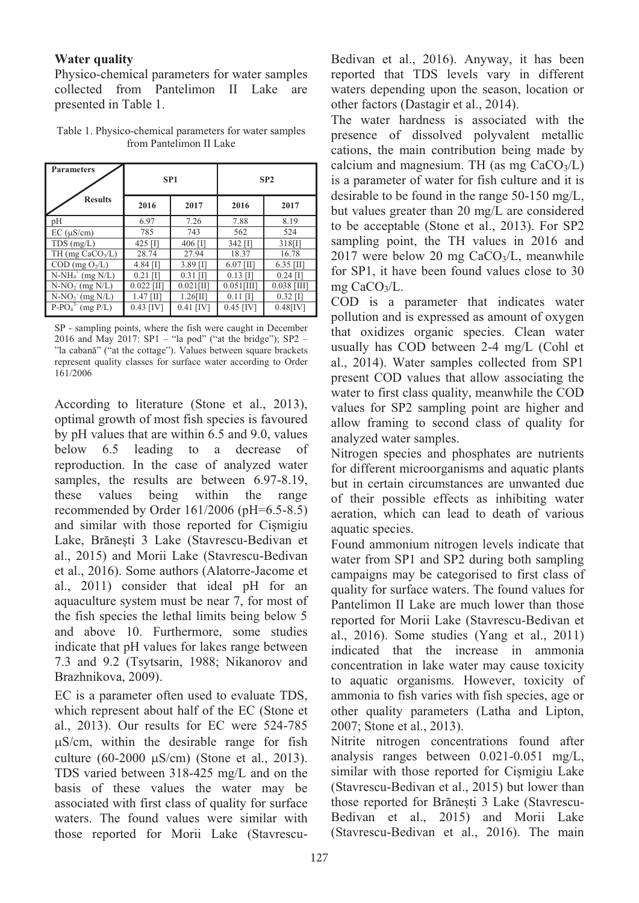### Water quality

Physico-chemical parameters for water samples collected from Pantelimon II Lake are presented in Table 1.

Table 1. Physico-chemical parameters for water samples from Pantelimon II Lake

| Parameters / Results | SP1 | | SP2 | |
|---|---|---|---|---|
| | 2016 | 2017 | 2016 | 2017 |
| pH | 6.97 | 7.26 | 7.88 | 8.19 |
| EC (μS/cm) | 785 | 743 | 562 | 524 |
| TDS (mg/L) | 425 [I] | 406 [I] | 342 [I] | 318[I] |
| TH (mg $CaCO_3$/L) | 28.74 | 27.94 | 18.37 | 16.78 |
| COD (mg $O_2$/L) | 4.84 [I] | 3.89 [I] | 6.07 [II] | 6.35 [II] |
| $N\text{-}NH_4^+$ (mg N/L) | 0.21 [I] | 0.31 [I] | 0.13 [I] | 0.24 [I] |
| $N\text{-}NO_2^-$ (mg N/L) | 0.022 [II] | 0.021[II] | 0.051[III] | 0.038 [III] |
| $N\text{-}NO_3^-$ (mg N/L) | 1.47 [II] | 1.26[II] | 0.11 [I] | 0.32 [I] |
| $P\text{-}PO_4^{3-}$ (mg P/L) | 0.43 [IV] | 0.41 [IV] | 0.45 [IV] | 0.48[IV] |

SP - sampling points, where the fish were caught in December 2016 and May 2017: SP1 – "la pod" ("at the bridge"); SP2 – "la cabană" ("at the cottage"). Values between square brackets represent quality classes for surface water according to Order 161/2006

According to literature (Stone et al., 2013), optimal growth of most fish species is favoured by pH values that are within 6.5 and 9.0, values below 6.5 leading to a decrease of reproduction. In the case of analyzed water samples, the results are between 6.97-8.19, these values being within the range recommended by Order 161/2006 (pH=6.5-8.5) and similar with those reported for Cişmigiu Lake, Brăneşti 3 Lake (Stavrescu-Bedivan et al., 2015) and Morii Lake (Stavrescu-Bedivan et al., 2016). Some authors (Alatorre-Jacome et al., 2011) consider that ideal pH for an aquaculture system must be near 7, for most of the fish species the lethal limits being below 5 and above 10. Furthermore, some studies indicate that pH values for lakes range between 7.3 and 9.2 (Tsytsarin, 1988; Nikanorov and Brazhnikova, 2009).

EC is a parameter often used to evaluate TDS, which represent about half of the EC (Stone et al., 2013). Our results for EC were 524-785 μS/cm, within the desirable range for fish culture (60-2000 μS/cm) (Stone et al., 2013). TDS varied between 318-425 mg/L and on the basis of these values the water may be associated with first class of quality for surface waters. The found values were similar with those reported for Morii Lake (Stavrescu-Bedivan et al., 2016). Anyway, it has been reported that TDS levels vary in different waters depending upon the season, location or other factors (Dastagir et al., 2014).

The water hardness is associated with the presence of dissolved polyvalent metallic cations, the main contribution being made by calcium and magnesium. TH (as mg $CaCO_3$/L) is a parameter of water for fish culture and it is desirable to be found in the range 50-150 mg/L, but values greater than 20 mg/L are considered to be acceptable (Stone et al., 2013). For SP2 sampling point, the TH values in 2016 and 2017 were below 20 mg $CaCO_3$/L, meanwhile for SP1, it have been found values close to 30 mg $CaCO_3$/L.

COD is a parameter that indicates water pollution and is expressed as amount of oxygen that oxidizes organic species. Clean water usually has COD between 2-4 mg/L (Cohl et al., 2014). Water samples collected from SP1 present COD values that allow associating the water to first class quality, meanwhile the COD values for SP2 sampling point are higher and allow framing to second class of quality for analyzed water samples.

Nitrogen species and phosphates are nutrients for different microorganisms and aquatic plants but in certain circumstances are unwanted due of their possible effects as inhibiting water aeration, which can lead to death of various aquatic species.

Found ammonium nitrogen levels indicate that water from SP1 and SP2 during both sampling campaigns may be categorised to first class of quality for surface waters. The found values for Pantelimon II Lake are much lower than those reported for Morii Lake (Stavrescu-Bedivan et al., 2016). Some studies (Yang et al., 2011) indicated that the increase in ammonia concentration in lake water may cause toxicity to aquatic organisms. However, toxicity of ammonia to fish varies with fish species, age or other quality parameters (Latha and Lipton, 2007; Stone et al., 2013).

Nitrite nitrogen concentrations found after analysis ranges between 0.021-0.051 mg/L, similar with those reported for Cişmigiu Lake (Stavrescu-Bedivan et al., 2015) but lower than those reported for Brăneşti 3 Lake (Stavrescu-Bedivan et al., 2015) and Morii Lake (Stavrescu-Bedivan et al., 2016). The main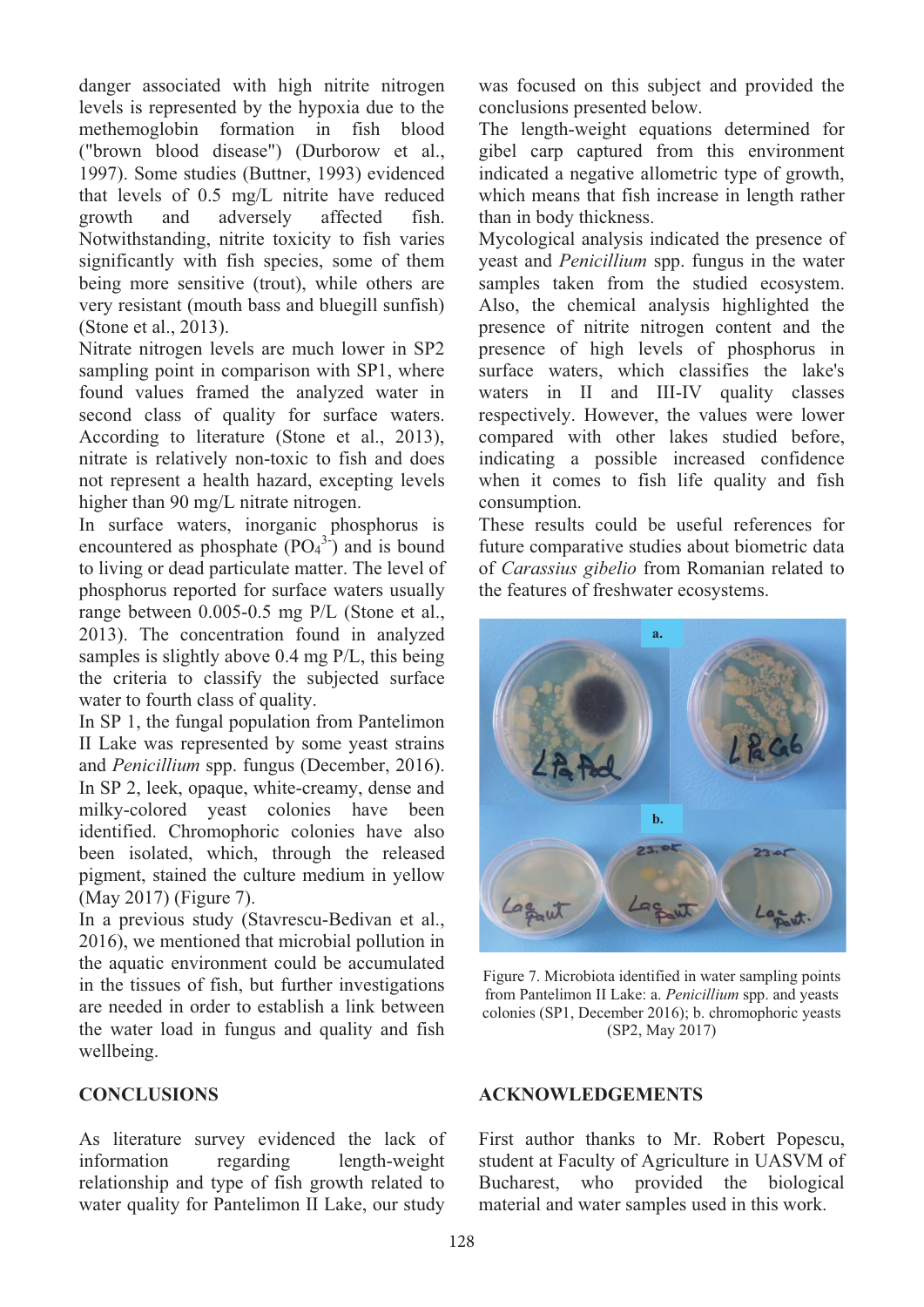danger associated with high nitrite nitrogen levels is represented by the hypoxia due to the methemoglobin formation in fish blood ("brown blood disease") (Durborow et al., 1997). Some studies (Buttner, 1993) evidenced that levels of 0.5 mg/L nitrite have reduced growth and adversely affected fish. Notwithstanding, nitrite toxicity to fish varies significantly with fish species, some of them being more sensitive (trout), while others are very resistant (mouth bass and bluegill sunfish) (Stone et al., 2013).

Nitrate nitrogen levels are much lower in SP2 sampling point in comparison with SP1, where found values framed the analyzed water in second class of quality for surface waters. According to literature (Stone et al., 2013), nitrate is relatively non-toxic to fish and does not represent a health hazard, excepting levels higher than 90 mg/L nitrate nitrogen.

In surface waters, inorganic phosphorus is encountered as phosphate ($PO_4^{3-}$) and is bound to living or dead particulate matter. The level of phosphorus reported for surface waters usually range between 0.005-0.5 mg P/L (Stone et al., 2013). The concentration found in analyzed samples is slightly above 0.4 mg P/L, this being the criteria to classify the subjected surface water to fourth class of quality.

In SP 1, the fungal population from Pantelimon II Lake was represented by some yeast strains and *Penicillium* spp. fungus (December, 2016). In SP 2, leek, opaque, white-creamy, dense and milky-colored yeast colonies have been identified. Chromophoric colonies have also been isolated, which, through the released pigment, stained the culture medium in yellow (May 2017) (Figure 7).

In a previous study (Stavrescu-Bedivan et al., 2016), we mentioned that microbial pollution in the aquatic environment could be accumulated in the tissues of fish, but further investigations are needed in order to establish a link between the water load in fungus and quality and fish wellbeing.

## CONCLUSIONS

As literature survey evidenced the lack of information regarding length-weight relationship and type of fish growth related to water quality for Pantelimon II Lake, our study was focused on this subject and provided the conclusions presented below.

The length-weight equations determined for gibel carp captured from this environment indicated a negative allometric type of growth, which means that fish increase in length rather than in body thickness.

Mycological analysis indicated the presence of yeast and *Penicillium* spp. fungus in the water samples taken from the studied ecosystem. Also, the chemical analysis highlighted the presence of nitrite nitrogen content and the presence of high levels of phosphorus in surface waters, which classifies the lake's waters in II and III-IV quality classes respectively. However, the values were lower compared with other lakes studied before, indicating a possible increased confidence when it comes to fish life quality and fish consumption.

These results could be useful references for future comparative studies about biometric data of *Carassius gibelio* from Romanian related to the features of freshwater ecosystems.

Figure 7. Microbiota identified in water sampling points from Pantelimon II Lake: a. *Penicillium* spp. and yeasts colonies (SP1, December 2016); b. chromophoric yeasts (SP2, May 2017)

## ACKNOWLEDGEMENTS

First author thanks to Mr. Robert Popescu, student at Faculty of Agriculture in UASVM of Bucharest, who provided the biological material and water samples used in this work.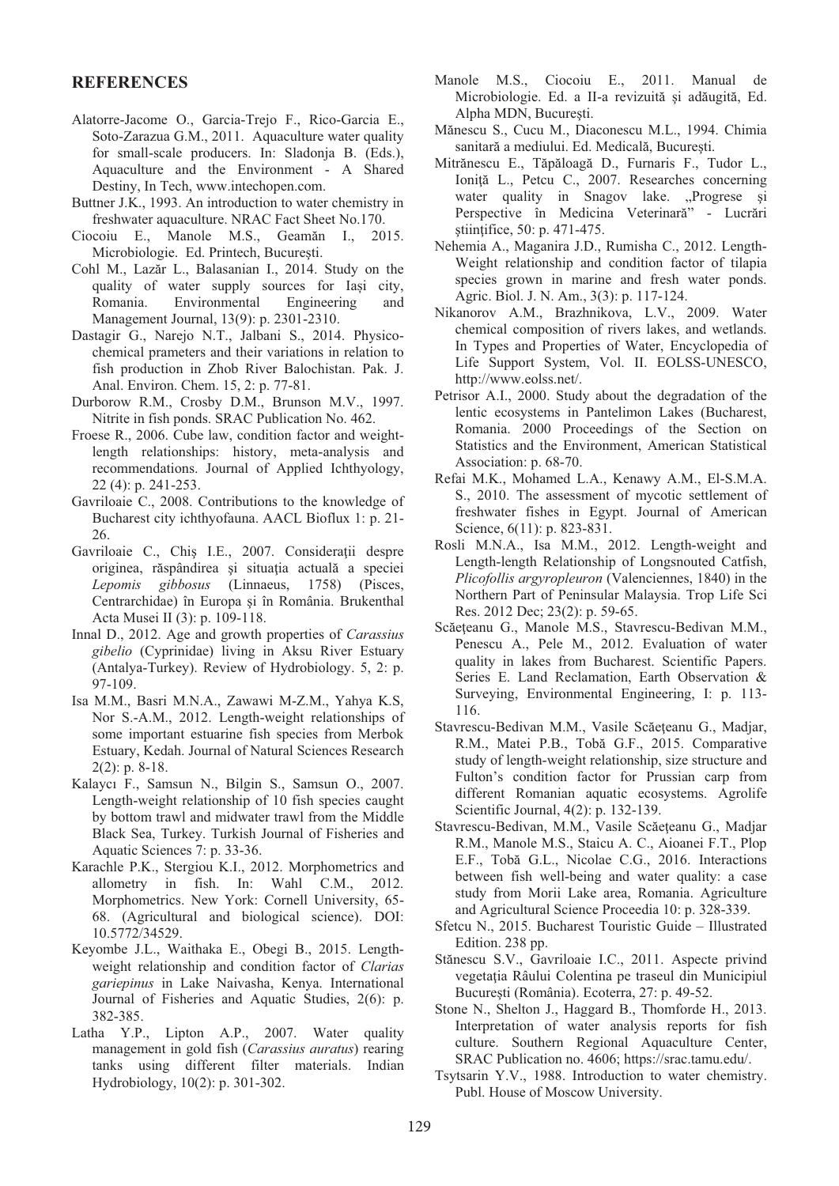## REFERENCES

Alatorre-Jacome O., Garcia-Trejo F., Rico-Garcia E., Soto-Zarazua G.M., 2011. Aquaculture water quality for small-scale producers. In: Sladonja B. (Eds.), Aquaculture and the Environment - A Shared Destiny, In Tech, www.intechopen.com.

Buttner J.K., 1993. An introduction to water chemistry in freshwater aquaculture. NRAC Fact Sheet No.170.

Ciocoiu E., Manole M.S., Geamăn I., 2015. Microbiologie. Ed. Printech, Bucureşti.

Cohl M., Lazăr L., Balasanian I., 2014. Study on the quality of water supply sources for Iaşi city, Romania. Environmental Engineering and Management Journal, 13(9): p. 2301-2310.

Dastagir G., Narejo N.T., Jalbani S., 2014. Physico-chemical prameters and their variations in relation to fish production in Zhob River Balochistan. Pak. J. Anal. Environ. Chem. 15, 2: p. 77-81.

Durborow R.M., Crosby D.M., Brunson M.V., 1997. Nitrite in fish ponds. SRAC Publication No. 462.

Froese R., 2006. Cube law, condition factor and weight-length relationships: history, meta-analysis and recommendations. Journal of Applied Ichthyology, 22 (4): p. 241-253.

Gavriloaie C., 2008. Contributions to the knowledge of Bucharest city ichthyofauna. AACL Bioflux 1: p. 21-26.

Gavriloaie C., Chiş I.E., 2007. Consideraţii despre originea, răspândirea şi situaţia actuală a speciei *Lepomis gibbosus* (Linnaeus, 1758) (Pisces, Centrarchidae) în Europa şi în România. Brukenthal Acta Musei II (3): p. 109-118.

Innal D., 2012. Age and growth properties of *Carassius gibelio* (Cyprinidae) living in Aksu River Estuary (Antalya-Turkey). Review of Hydrobiology. 5, 2: p. 97-109.

Isa M.M., Basri M.N.A., Zawawi M-Z.M., Yahya K.S, Nor S.-A.M., 2012. Length-weight relationships of some important estuarine fish species from Merbok Estuary, Kedah. Journal of Natural Sciences Research 2(2): p. 8-18.

Kalaycı F., Samsun N., Bilgin S., Samsun O., 2007. Length-weight relationship of 10 fish species caught by bottom trawl and midwater trawl from the Middle Black Sea, Turkey. Turkish Journal of Fisheries and Aquatic Sciences 7: p. 33-36.

Karachle P.K., Stergiou K.I., 2012. Morphometrics and allometry in fish. In: Wahl C.M., 2012. Morphometrics. New York: Cornell University, 65-68. (Agricultural and biological science). DOI: 10.5772/34529.

Keyombe J.L., Waithaka E., Obegi B., 2015. Length-weight relationship and condition factor of *Clarias gariepinus* in Lake Naivasha, Kenya. International Journal of Fisheries and Aquatic Studies, 2(6): p. 382-385.

Latha Y.P., Lipton A.P., 2007. Water quality management in gold fish (*Carassius auratus*) rearing tanks using different filter materials. Indian Hydrobiology, 10(2): p. 301-302.

Manole M.S., Ciocoiu E., 2011. Manual de Microbiologie. Ed. a II-a revizuită şi adăugită, Ed. Alpha MDN, Bucureşti.

Mănescu S., Cucu M., Diaconescu M.L., 1994. Chimia sanitară a mediului. Ed. Medicală, Bucureşti.

Mitrănescu E., Tăpăloagă D., Furnaris F., Tudor L., Ioniţă L., Petcu C., 2007. Researches concerning water quality in Snagov lake. „Progrese şi Perspective în Medicina Veterinară" - Lucrări ştiinţifice, 50: p. 471-475.

Nehemia A., Maganira J.D., Rumisha C., 2012. Length-Weight relationship and condition factor of tilapia species grown in marine and fresh water ponds. Agric. Biol. J. N. Am., 3(3): p. 117-124.

Nikanorov A.M., Brazhnikova, L.V., 2009. Water chemical composition of rivers lakes, and wetlands. In Types and Properties of Water, Encyclopedia of Life Support System, Vol. II. EOLSS-UNESCO, http://www.eolss.net/.

Petrisor A.I., 2000. Study about the degradation of the lentic ecosystems in Pantelimon Lakes (Bucharest, Romania. 2000 Proceedings of the Section on Statistics and the Environment, American Statistical Association: p. 68-70.

Refai M.K., Mohamed L.A., Kenawy A.M., El-S.M.A. S., 2010. The assessment of mycotic settlement of freshwater fishes in Egypt. Journal of American Science, 6(11): p. 823-831.

Rosli M.N.A., Isa M.M., 2012. Length-weight and Length-length Relationship of Longsnouted Catfish, *Plicofollis argyropleuron* (Valenciennes, 1840) in the Northern Part of Peninsular Malaysia. Trop Life Sci Res. 2012 Dec; 23(2): p. 59-65.

Scăeţeanu G., Manole M.S., Stavrescu-Bedivan M.M., Penescu A., Pele M., 2012. Evaluation of water quality in lakes from Bucharest. Scientific Papers. Series E. Land Reclamation, Earth Observation & Surveying, Environmental Engineering, I: p. 113-116.

Stavrescu-Bedivan M.M., Vasile Scăeţeanu G., Madjar, R.M., Matei P.B., Tobă G.F., 2015. Comparative study of length-weight relationship, size structure and Fulton's condition factor for Prussian carp from different Romanian aquatic ecosystems. Agrolife Scientific Journal, 4(2): p. 132-139.

Stavrescu-Bedivan, M.M., Vasile Scăeţeanu G., Madjar R.M., Manole M.S., Staicu A. C., Aioanei F.T., Plop E.F., Tobă G.L., Nicolae C.G., 2016. Interactions between fish well-being and water quality: a case study from Morii Lake area, Romania. Agriculture and Agricultural Science Proceedia 10: p. 328-339.

Sfetcu N., 2015. Bucharest Touristic Guide – Illustrated Edition. 238 pp.

Stănescu S.V., Gavriloaie I.C., 2011. Aspecte privind vegetaţia Râului Colentina pe traseul din Municipiul Bucureşti (România). Ecoterra, 27: p. 49-52.

Stone N., Shelton J., Haggard B., Thomforde H., 2013. Interpretation of water analysis reports for fish culture. Southern Regional Aquaculture Center, SRAC Publication no. 4606; https://srac.tamu.edu/.

Tsytsarin Y.V., 1988. Introduction to water chemistry. Publ. House of Moscow University.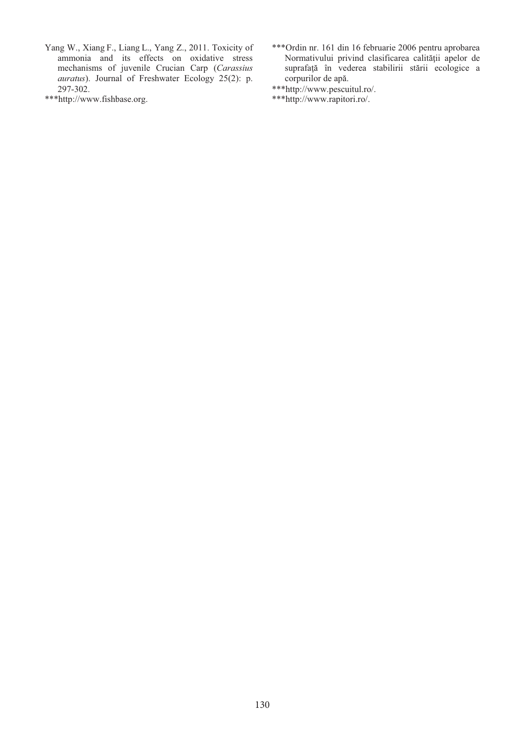Yang W., Xiang F., Liang L., Yang Z., 2011. Toxicity of ammonia and its effects on oxidative stress mechanisms of juvenile Crucian Carp (*Carassius auratus*). Journal of Freshwater Ecology 25(2): p. 297-302.

***http://www.fishbase.org.

***Ordin nr. 161 din 16 februarie 2006 pentru aprobarea Normativului privind clasificarea calităţii apelor de suprafaţă în vederea stabilirii stării ecologice a corpurilor de apă.

***http://www.pescuitul.ro/.

***http://www.rapitori.ro/.